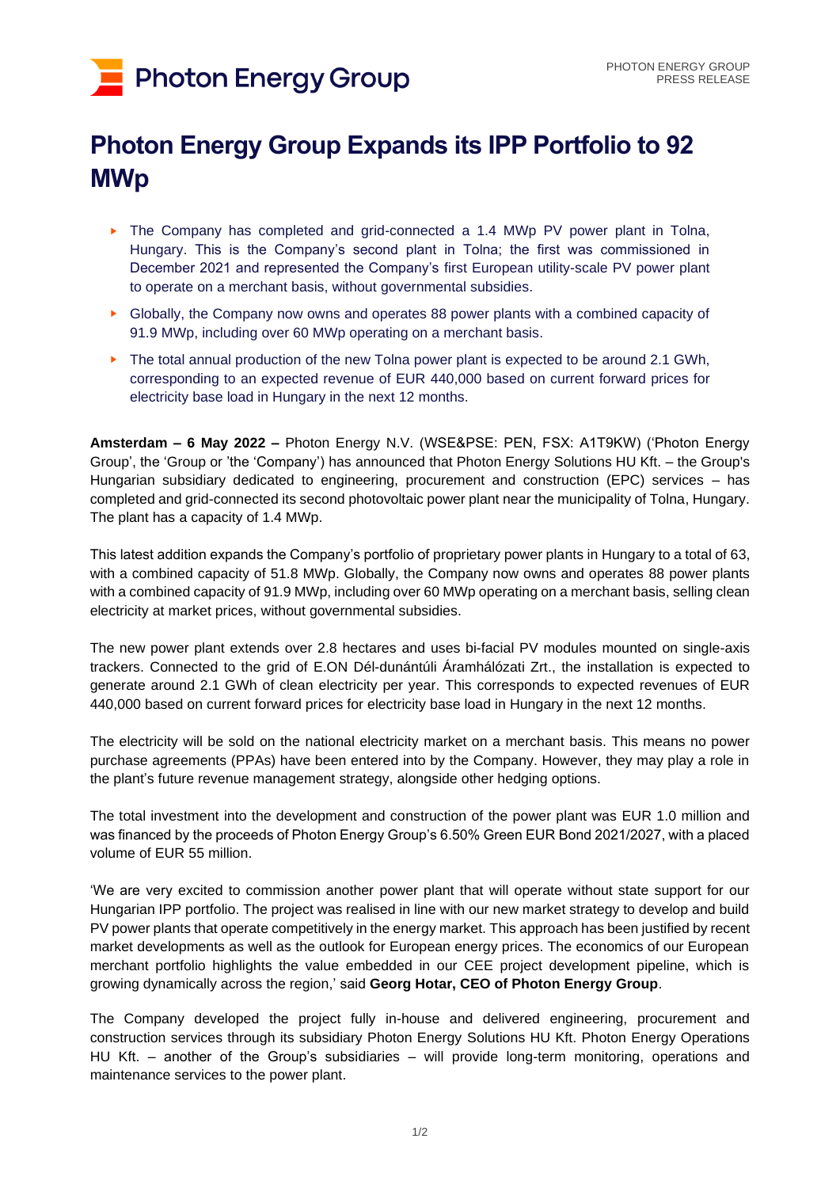# Photon Energy Group Expands its IPP Portfolio to 92 MWp

- The Company has completed and grid-connected a 1.4 MWp PV power plant in Tolna, Hungary. This is the Company's second plant in Tolna; the first was commissioned in December 2021 and represented the Company's first European utility-scale PV power plant to operate on a merchant basis, without governmental subsidies.
- Globally, the Company now owns and operates 88 power plants with a combined capacity of 91.9 MWp, including over 60 MWp operating on a merchant basis.
- The total annual production of the new Tolna power plant is expected to be around 2.1 GWh, corresponding to an expected revenue of EUR 440,000 based on current forward prices for electricity base load in Hungary in the next 12 months.

**Amsterdam – 6 May 2022 –** Photon Energy N.V. (WSE&PSE: PEN, FSX: A1T9KW) ('Photon Energy Group', the 'Group or 'the 'Company') has announced that Photon Energy Solutions HU Kft. – the Group's Hungarian subsidiary dedicated to engineering, procurement and construction (EPC) services – has completed and grid-connected its second photovoltaic power plant near the municipality of Tolna, Hungary. The plant has a capacity of 1.4 MWp.

This latest addition expands the Company's portfolio of proprietary power plants in Hungary to a total of 63, with a combined capacity of 51.8 MWp. Globally, the Company now owns and operates 88 power plants with a combined capacity of 91.9 MWp, including over 60 MWp operating on a merchant basis, selling clean electricity at market prices, without governmental subsidies.

The new power plant extends over 2.8 hectares and uses bi-facial PV modules mounted on single-axis trackers. Connected to the grid of E.ON Dél-dunántúli Áramhálózati Zrt., the installation is expected to generate around 2.1 GWh of clean electricity per year. This corresponds to expected revenues of EUR 440,000 based on current forward prices for electricity base load in Hungary in the next 12 months.

The electricity will be sold on the national electricity market on a merchant basis. This means no power purchase agreements (PPAs) have been entered into by the Company. However, they may play a role in the plant's future revenue management strategy, alongside other hedging options.

The total investment into the development and construction of the power plant was EUR 1.0 million and was financed by the proceeds of Photon Energy Group's 6.50% Green EUR Bond 2021/2027, with a placed volume of EUR 55 million.

'We are very excited to commission another power plant that will operate without state support for our Hungarian IPP portfolio. The project was realised in line with our new market strategy to develop and build PV power plants that operate competitively in the energy market. This approach has been justified by recent market developments as well as the outlook for European energy prices. The economics of our European merchant portfolio highlights the value embedded in our CEE project development pipeline, which is growing dynamically across the region,' said **Georg Hotar, CEO of Photon Energy Group**.

The Company developed the project fully in-house and delivered engineering, procurement and construction services through its subsidiary Photon Energy Solutions HU Kft. Photon Energy Operations HU Kft. – another of the Group's subsidiaries – will provide long-term monitoring, operations and maintenance services to the power plant.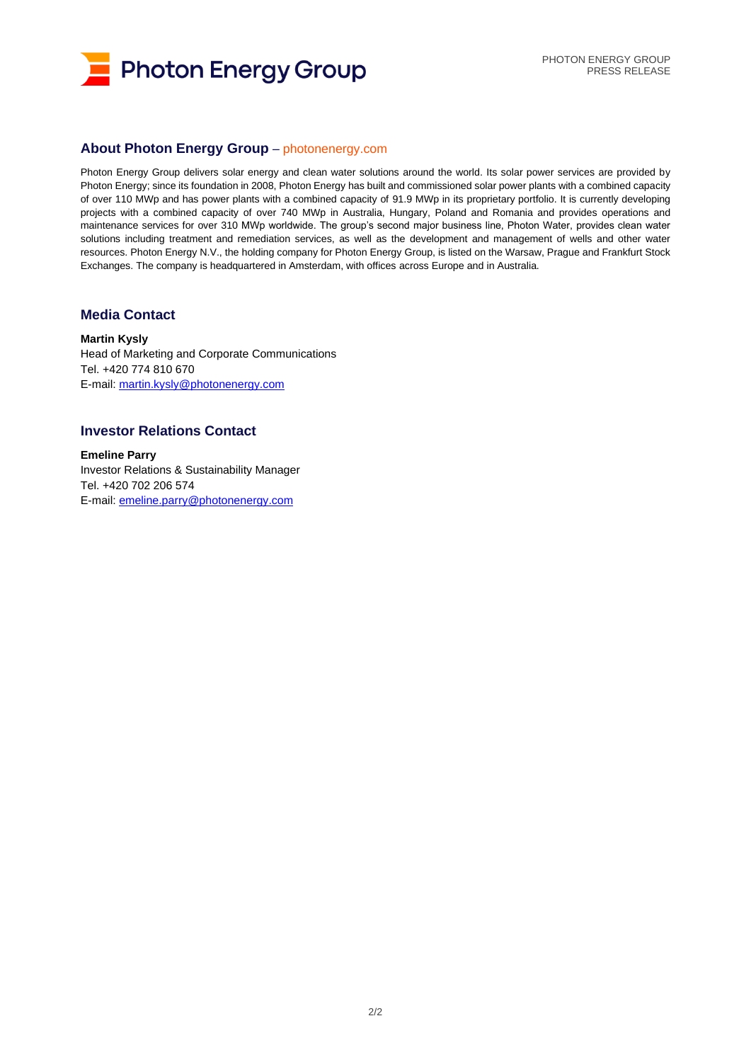## About Photon Energy Group – photonenergy.com

Photon Energy Group delivers solar energy and clean water solutions around the world. Its solar power services are provided by Photon Energy; since its foundation in 2008, Photon Energy has built and commissioned solar power plants with a combined capacity of over 110 MWp and has power plants with a combined capacity of 91.9 MWp in its proprietary portfolio. It is currently developing projects with a combined capacity of over 740 MWp in Australia, Hungary, Poland and Romania and provides operations and maintenance services for over 310 MWp worldwide. The group's second major business line, Photon Water, provides clean water solutions including treatment and remediation services, as well as the development and management of wells and other water resources. Photon Energy N.V., the holding company for Photon Energy Group, is listed on the Warsaw, Prague and Frankfurt Stock Exchanges. The company is headquartered in Amsterdam, with offices across Europe and in Australia.

## Media Contact

**Martin Kysly**
Head of Marketing and Corporate Communications
Tel. +420 774 810 670
E-mail: martin.kysly@photonenergy.com

## Investor Relations Contact

**Emeline Parry**
Investor Relations & Sustainability Manager
Tel. +420 702 206 574
E-mail: emeline.parry@photonenergy.com